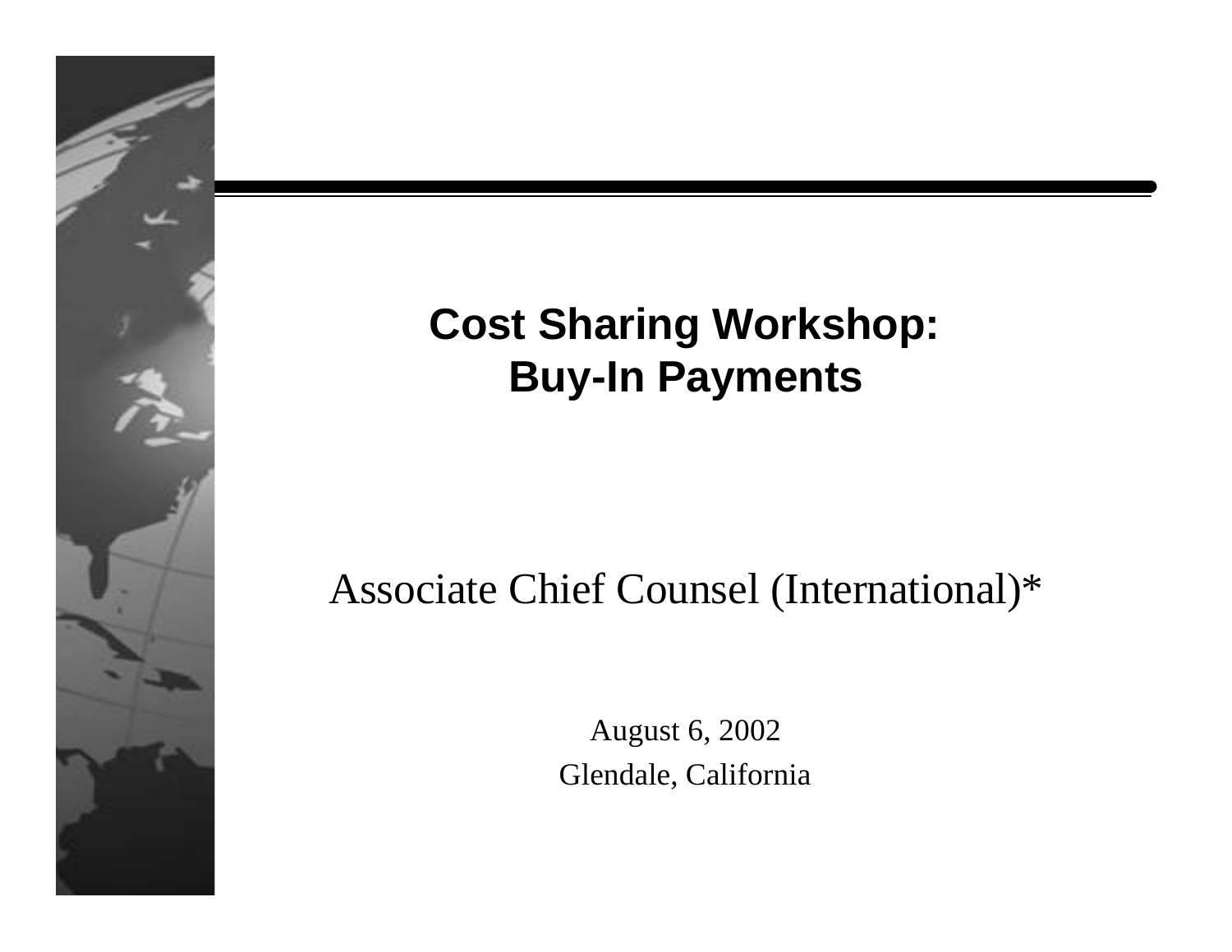# Cost Sharing Workshop: Buy-In Payments

Associate Chief Counsel (International)*

August 6, 2002

Glendale, California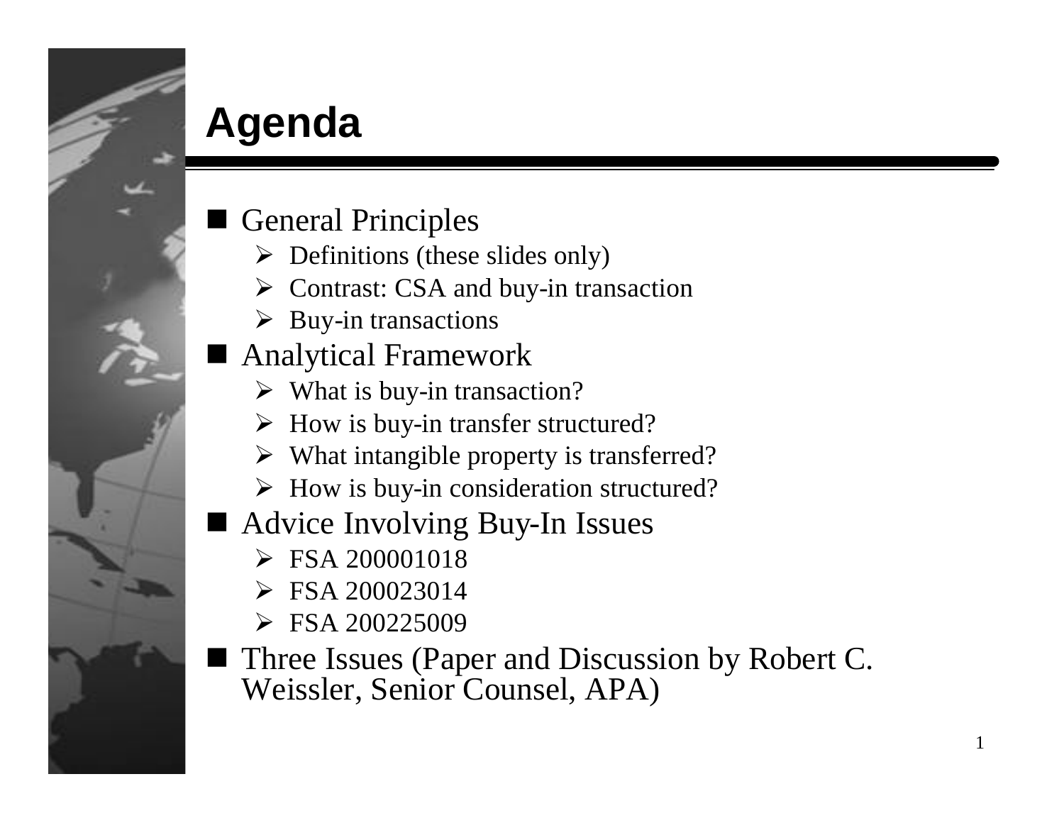# Agenda

- General Principles
  - Definitions (these slides only)
  - Contrast: CSA and buy-in transaction
  - Buy-in transactions
- Analytical Framework
  - What is buy-in transaction?
  - How is buy-in transfer structured?
  - What intangible property is transferred?
  - How is buy-in consideration structured?
- Advice Involving Buy-In Issues
  - FSA 200001018
  - FSA 200023014
  - FSA 200225009
- Three Issues (Paper and Discussion by Robert C. Weissler, Senior Counsel, APA)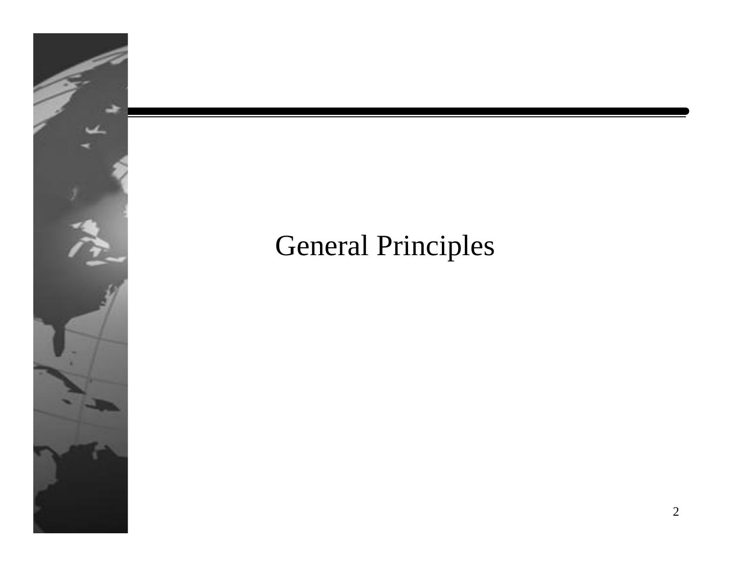# General Principles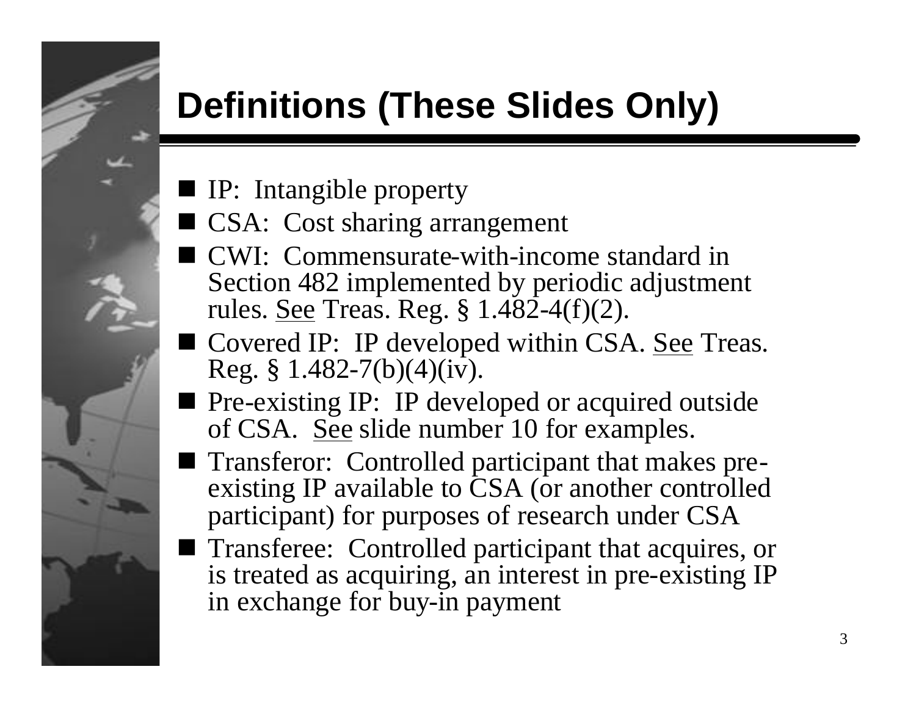# Definitions (These Slides Only)

- IP: Intangible property
- CSA: Cost sharing arrangement
- CWI: Commensurate-with-income standard in Section 482 implemented by periodic adjustment rules. See Treas. Reg. § 1.482-4(f)(2).
- Covered IP: IP developed within CSA. See Treas. Reg. § 1.482-7(b)(4)(iv).
- Pre-existing IP: IP developed or acquired outside of CSA. See slide number 10 for examples.
- Transferor: Controlled participant that makes pre-existing IP available to CSA (or another controlled participant) for purposes of research under CSA
- Transferee: Controlled participant that acquires, or is treated as acquiring, an interest in pre-existing IP in exchange for buy-in payment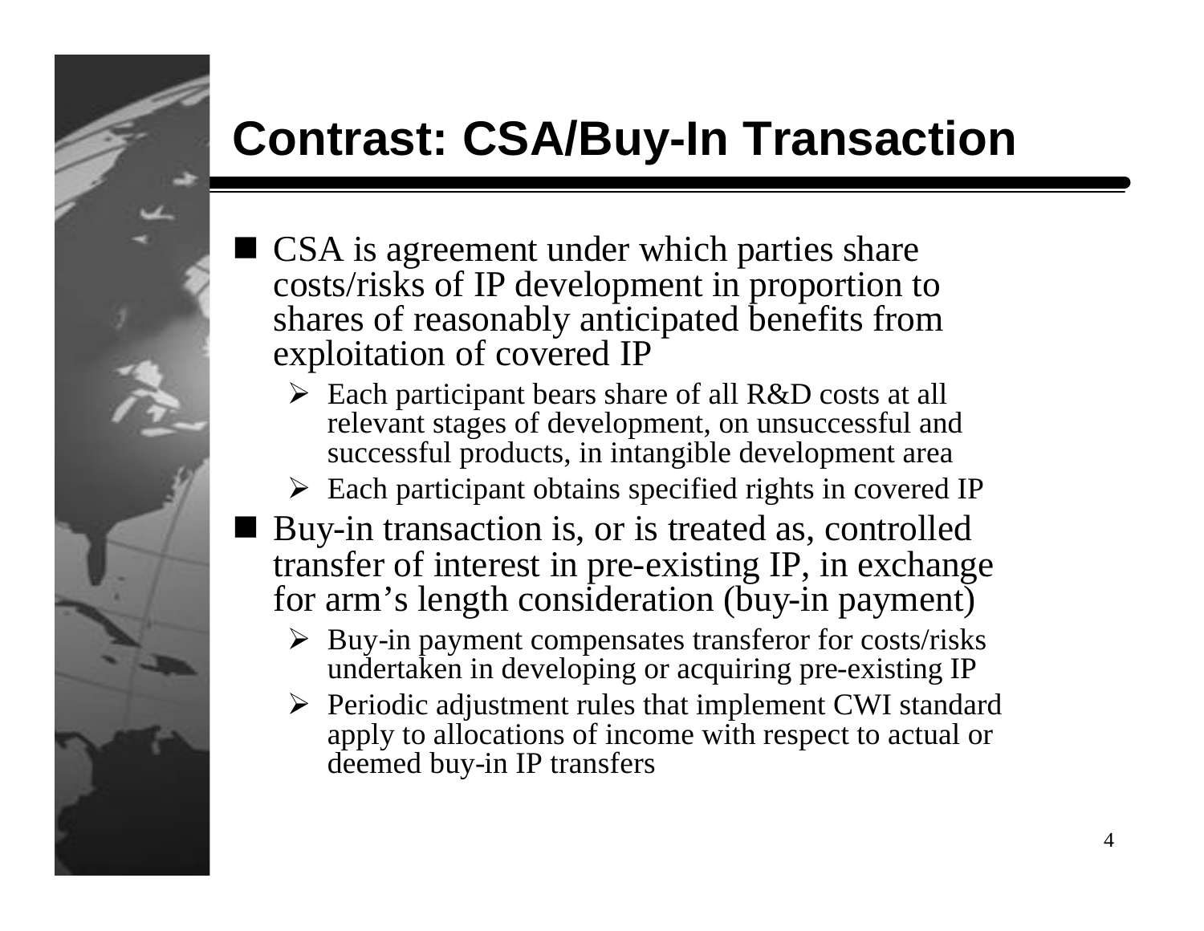# Contrast: CSA/Buy-In Transaction

- CSA is agreement under which parties share costs/risks of IP development in proportion to shares of reasonably anticipated benefits from exploitation of covered IP
  - Each participant bears share of all R&D costs at all relevant stages of development, on unsuccessful and successful products, in intangible development area
  - Each participant obtains specified rights in covered IP
- Buy-in transaction is, or is treated as, controlled transfer of interest in pre-existing IP, in exchange for arm's length consideration (buy-in payment)
  - Buy-in payment compensates transferor for costs/risks undertaken in developing or acquiring pre-existing IP
  - Periodic adjustment rules that implement CWI standard apply to allocations of income with respect to actual or deemed buy-in IP transfers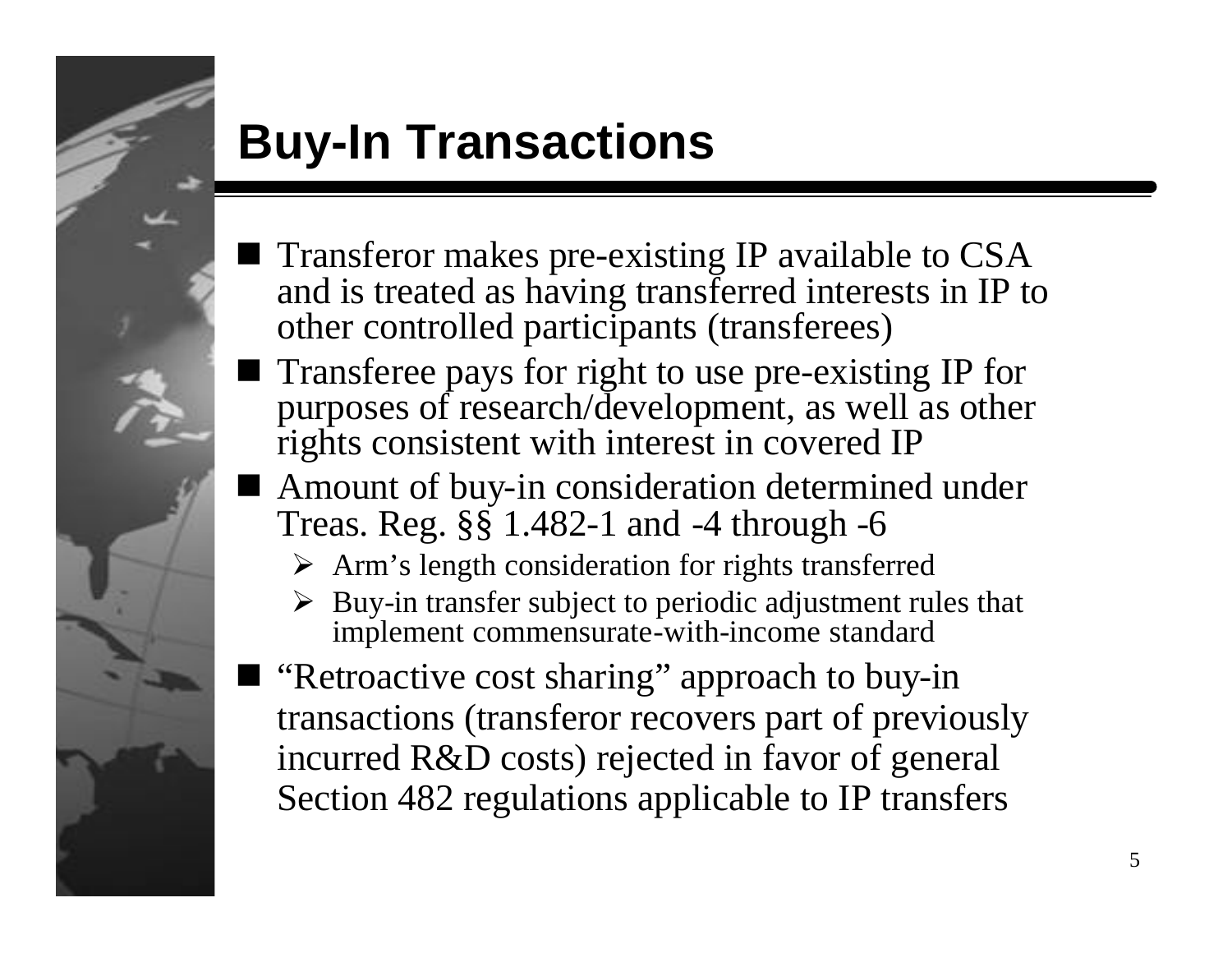# Buy-In Transactions

- Transferor makes pre-existing IP available to CSA and is treated as having transferred interests in IP to other controlled participants (transferees)
- Transferee pays for right to use pre-existing IP for purposes of research/development, as well as other rights consistent with interest in covered IP
- Amount of buy-in consideration determined under Treas. Reg. §§ 1.482-1 and -4 through -6
  - Arm's length consideration for rights transferred
  - Buy-in transfer subject to periodic adjustment rules that implement commensurate-with-income standard
- "Retroactive cost sharing" approach to buy-in transactions (transferor recovers part of previously incurred R&D costs) rejected in favor of general Section 482 regulations applicable to IP transfers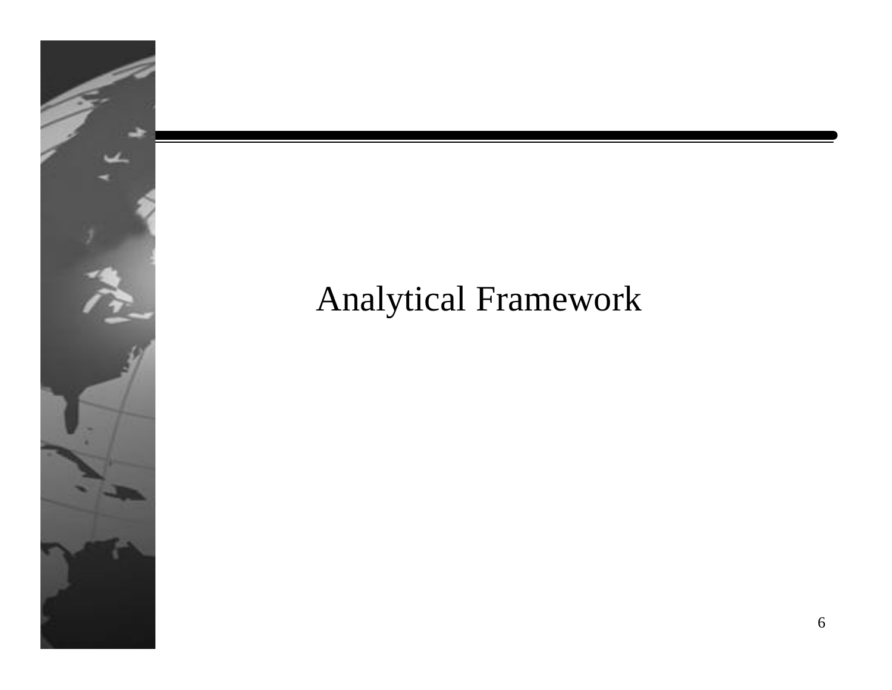# Analytical Framework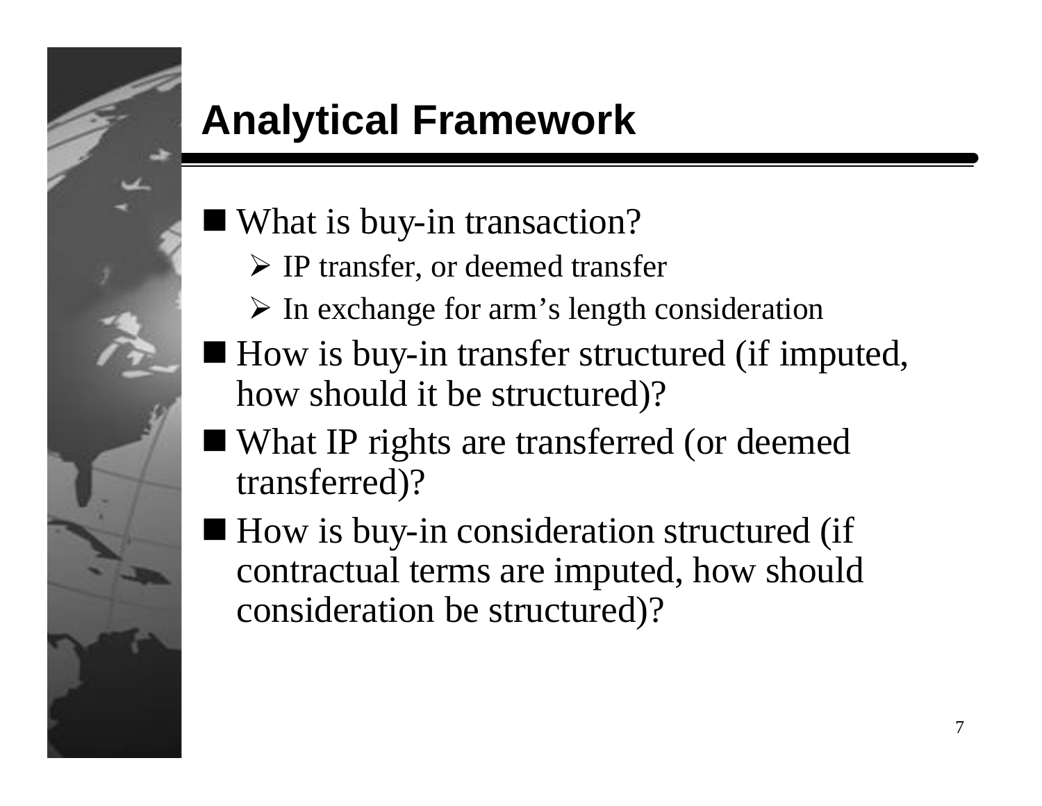# Analytical Framework

- What is buy-in transaction?
  - IP transfer, or deemed transfer
  - In exchange for arm's length consideration
- How is buy-in transfer structured (if imputed, how should it be structured)?
- What IP rights are transferred (or deemed transferred)?
- How is buy-in consideration structured (if contractual terms are imputed, how should consideration be structured)?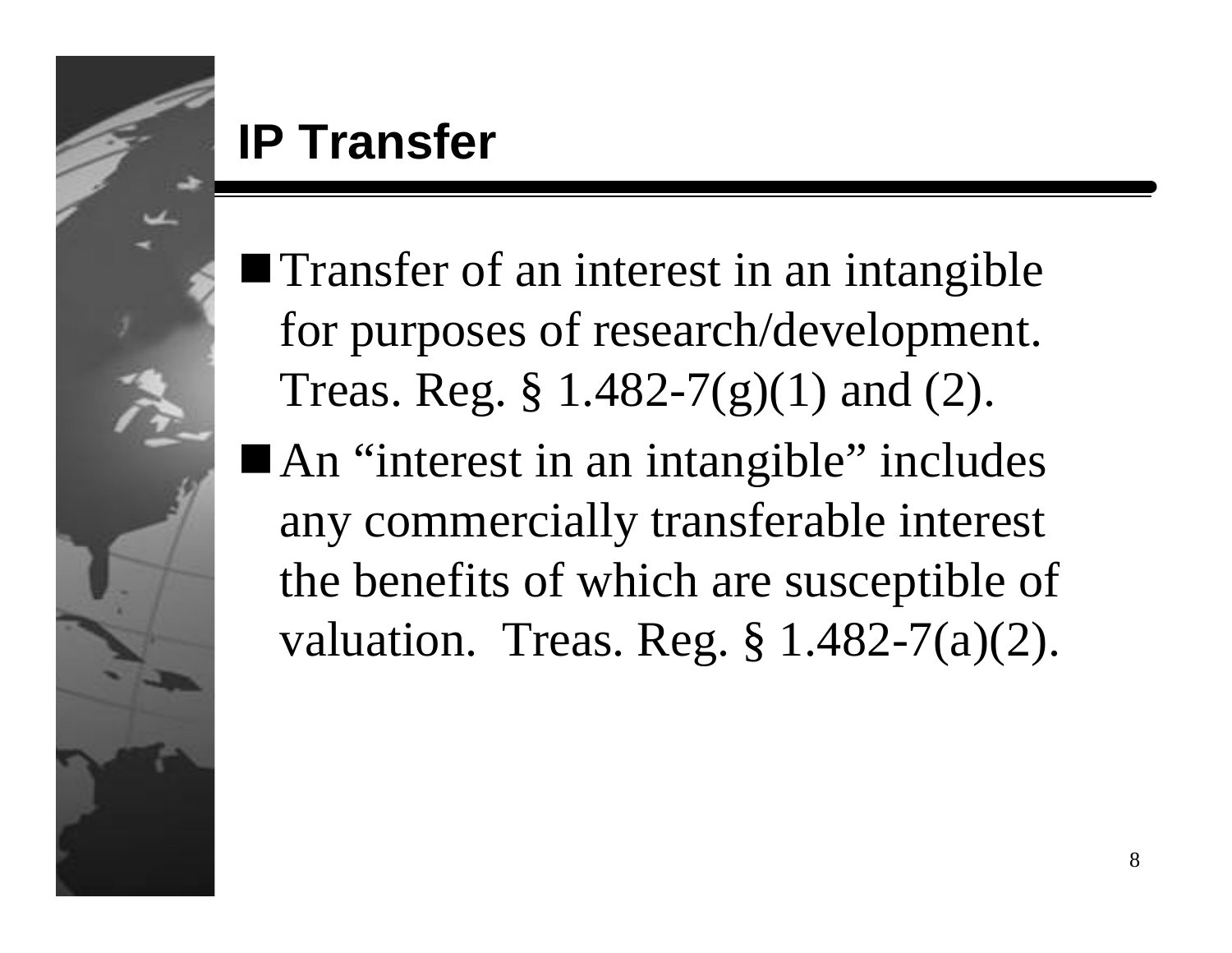## IP Transfer

- Transfer of an interest in an intangible for purposes of research/development. Treas. Reg. § 1.482-7(g)(1) and (2).
- An "interest in an intangible" includes any commercially transferable interest the benefits of which are susceptible of valuation. Treas. Reg. § 1.482-7(a)(2).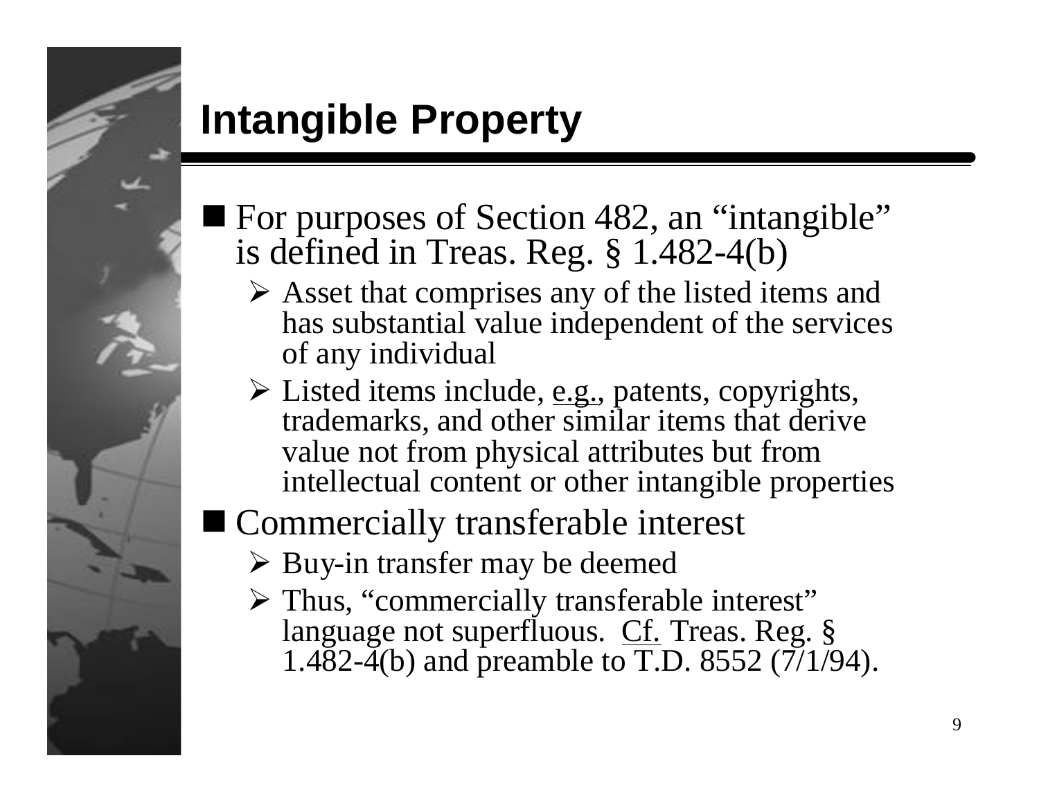# Intangible Property

- For purposes of Section 482, an "intangible" is defined in Treas. Reg. § 1.482-4(b)
  - Asset that comprises any of the listed items and has substantial value independent of the services of any individual
  - Listed items include, e.g., patents, copyrights, trademarks, and other similar items that derive value not from physical attributes but from intellectual content or other intangible properties
- Commercially transferable interest
  - Buy-in transfer may be deemed
  - Thus, "commercially transferable interest" language not superfluous. Cf. Treas. Reg. § 1.482-4(b) and preamble to T.D. 8552 (7/1/94).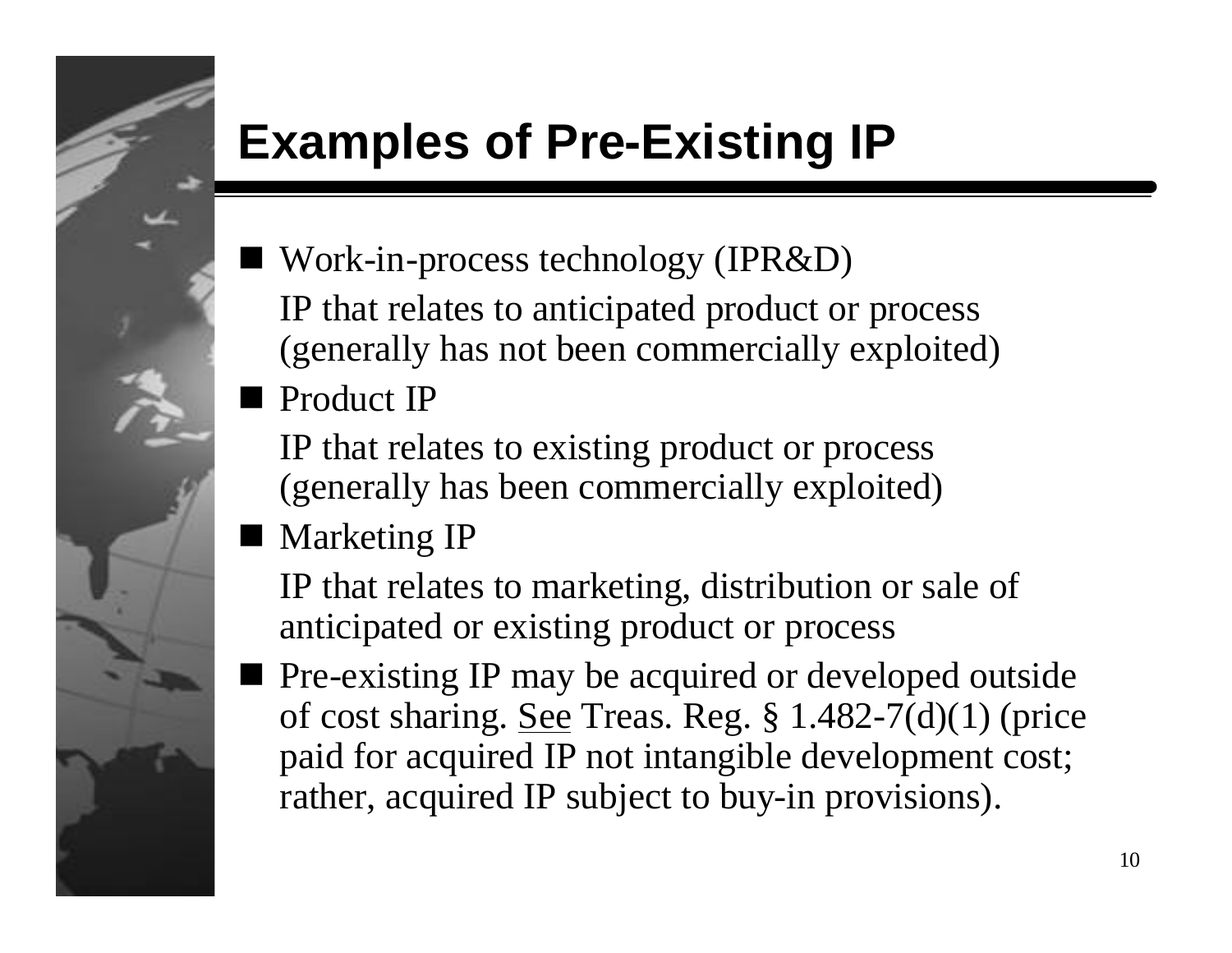# Examples of Pre-Existing IP

- Work-in-process technology (IPR&D)

  IP that relates to anticipated product or process (generally has not been commercially exploited)

- Product IP

  IP that relates to existing product or process (generally has been commercially exploited)

- Marketing IP

  IP that relates to marketing, distribution or sale of anticipated or existing product or process

- Pre-existing IP may be acquired or developed outside of cost sharing. See Treas. Reg. § 1.482-7(d)(1) (price paid for acquired IP not intangible development cost; rather, acquired IP subject to buy-in provisions).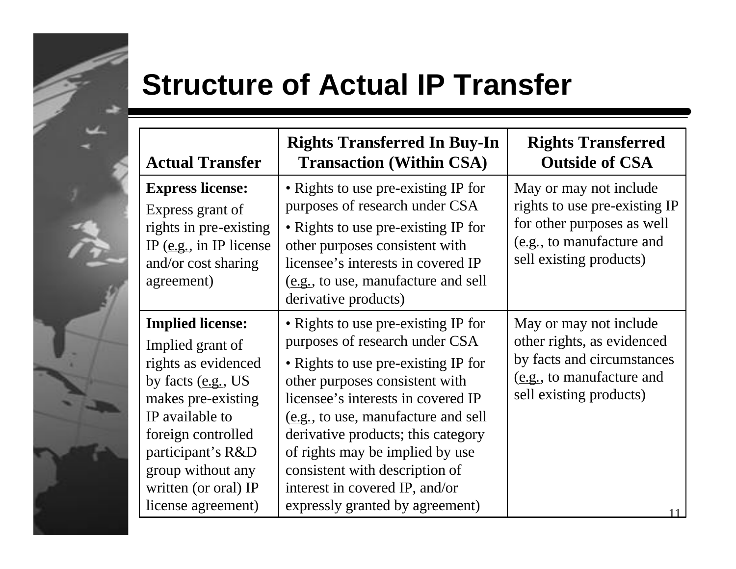# Structure of Actual IP Transfer

| Actual Transfer | Rights Transferred In Buy-In Transaction (Within CSA) | Rights Transferred Outside of CSA |
| --- | --- | --- |
| **Express license:** Express grant of rights in pre-existing IP (e.g., in IP license and/or cost sharing agreement) | • Rights to use pre-existing IP for purposes of research under CSA<br>• Rights to use pre-existing IP for other purposes consistent with licensee's interests in covered IP (e.g., to use, manufacture and sell derivative products) | May or may not include rights to use pre-existing IP for other purposes as well (e.g., to manufacture and sell existing products) |
| **Implied license:** Implied grant of rights as evidenced by facts (e.g., US makes pre-existing IP available to foreign controlled participant's R&D group without any written (or oral) IP license agreement) | • Rights to use pre-existing IP for purposes of research under CSA<br>• Rights to use pre-existing IP for other purposes consistent with licensee's interests in covered IP (e.g., to use, manufacture and sell derivative products; this category of rights may be implied by use consistent with description of interest in covered IP, and/or expressly granted by agreement) | May or may not include other rights, as evidenced by facts and circumstances (e.g., to manufacture and sell existing products) |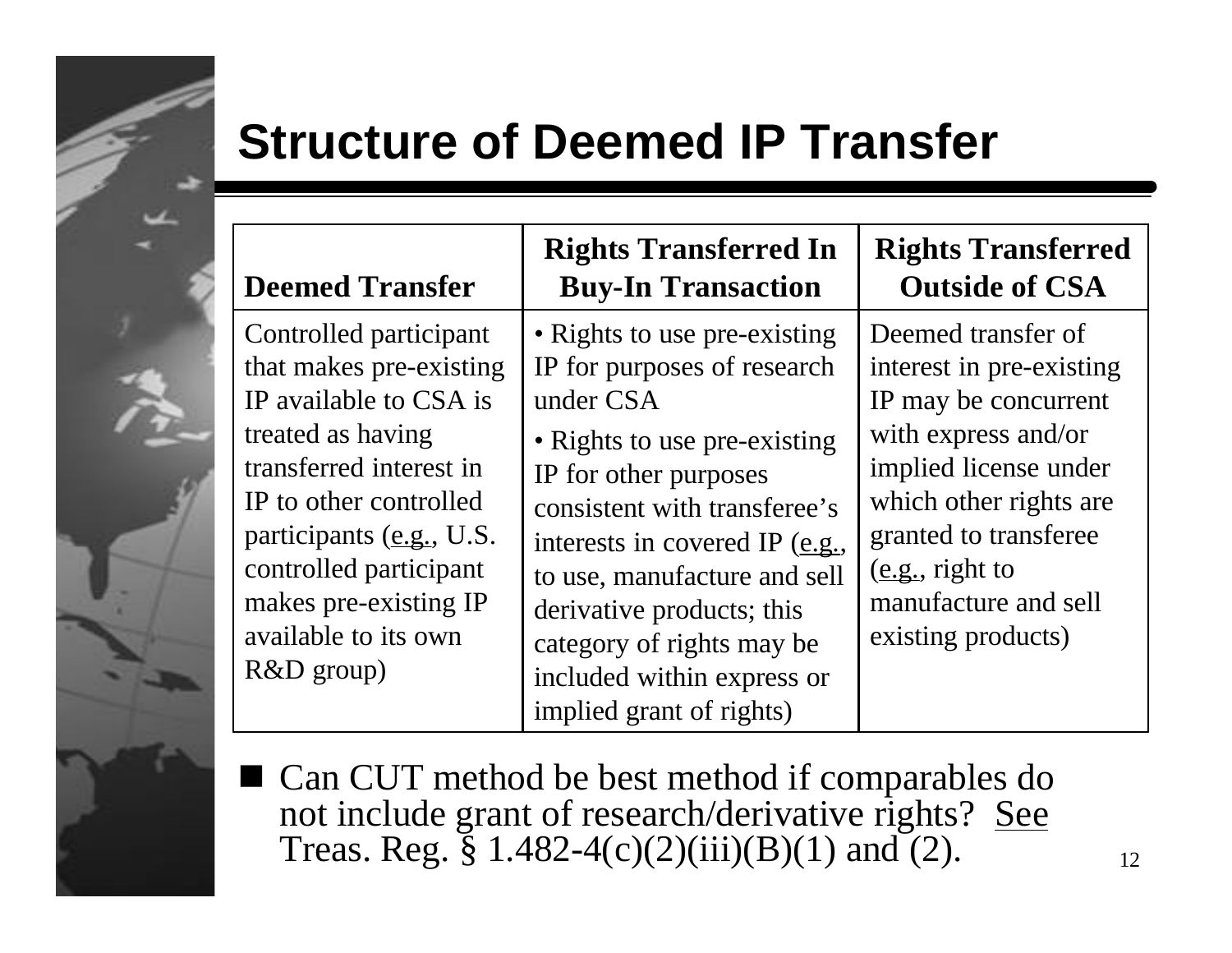# Structure of Deemed IP Transfer

| Deemed Transfer | Rights Transferred In Buy-In Transaction | Rights Transferred Outside of CSA |
| --- | --- | --- |
| Controlled participant that makes pre-existing IP available to CSA is treated as having transferred interest in IP to other controlled participants (e.g., U.S. controlled participant makes pre-existing IP available to its own R&D group) | • Rights to use pre-existing IP for purposes of research under CSA<br>• Rights to use pre-existing IP for other purposes consistent with transferee's interests in covered IP (e.g., to use, manufacture and sell derivative products; this category of rights may be included within express or implied grant of rights) | Deemed transfer of interest in pre-existing IP may be concurrent with express and/or implied license under which other rights are granted to transferee (e.g., right to manufacture and sell existing products) |

- Can CUT method be best method if comparables do not include grant of research/derivative rights? See Treas. Reg. § 1.482-4(c)(2)(iii)(B)(1) and (2).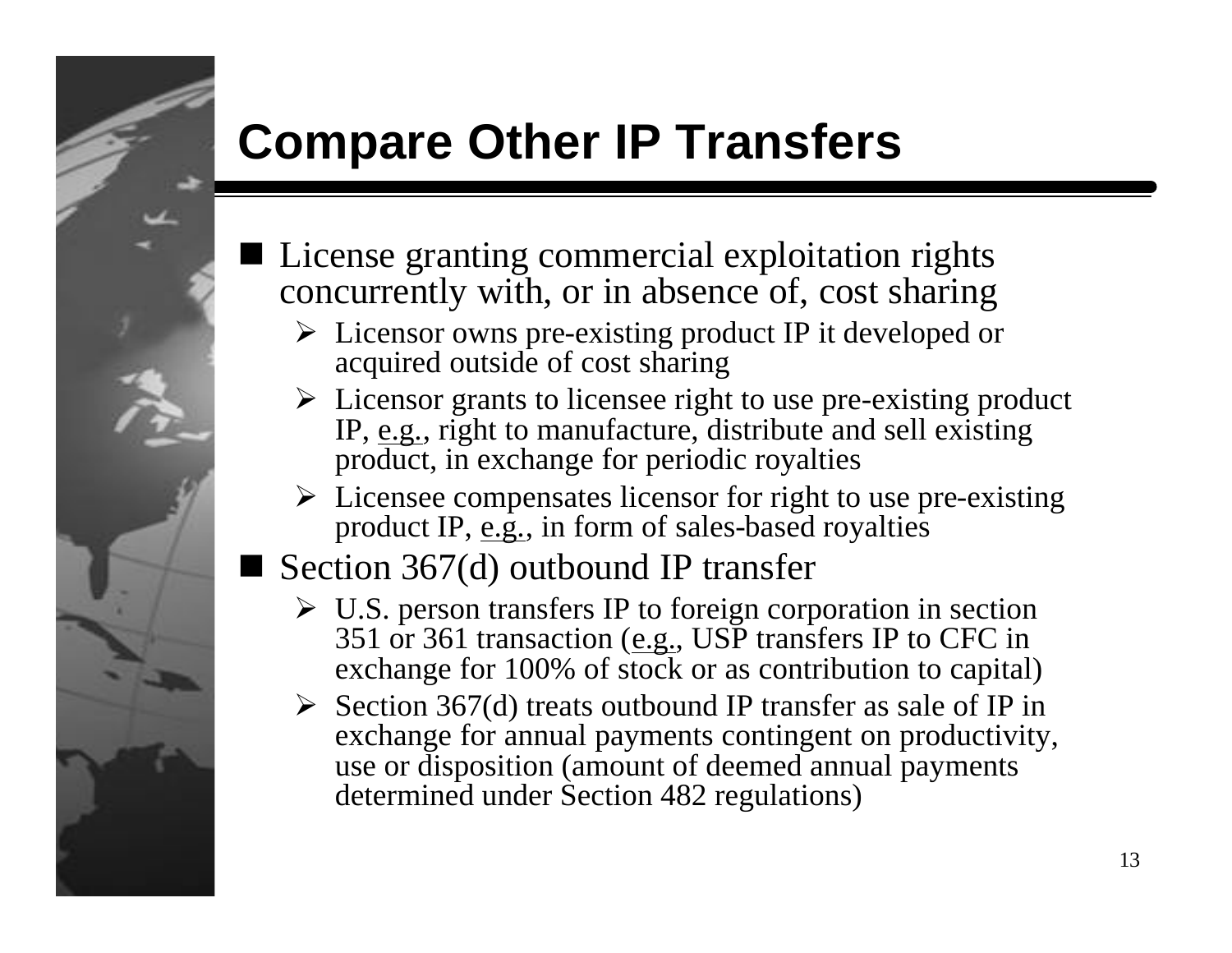# Compare Other IP Transfers

- License granting commercial exploitation rights concurrently with, or in absence of, cost sharing
  - Licensor owns pre-existing product IP it developed or acquired outside of cost sharing
  - Licensor grants to licensee right to use pre-existing product IP, e.g., right to manufacture, distribute and sell existing product, in exchange for periodic royalties
  - Licensee compensates licensor for right to use pre-existing product IP, e.g., in form of sales-based royalties
- Section 367(d) outbound IP transfer
  - U.S. person transfers IP to foreign corporation in section 351 or 361 transaction (e.g., USP transfers IP to CFC in exchange for 100% of stock or as contribution to capital)
  - Section 367(d) treats outbound IP transfer as sale of IP in exchange for annual payments contingent on productivity, use or disposition (amount of deemed annual payments determined under Section 482 regulations)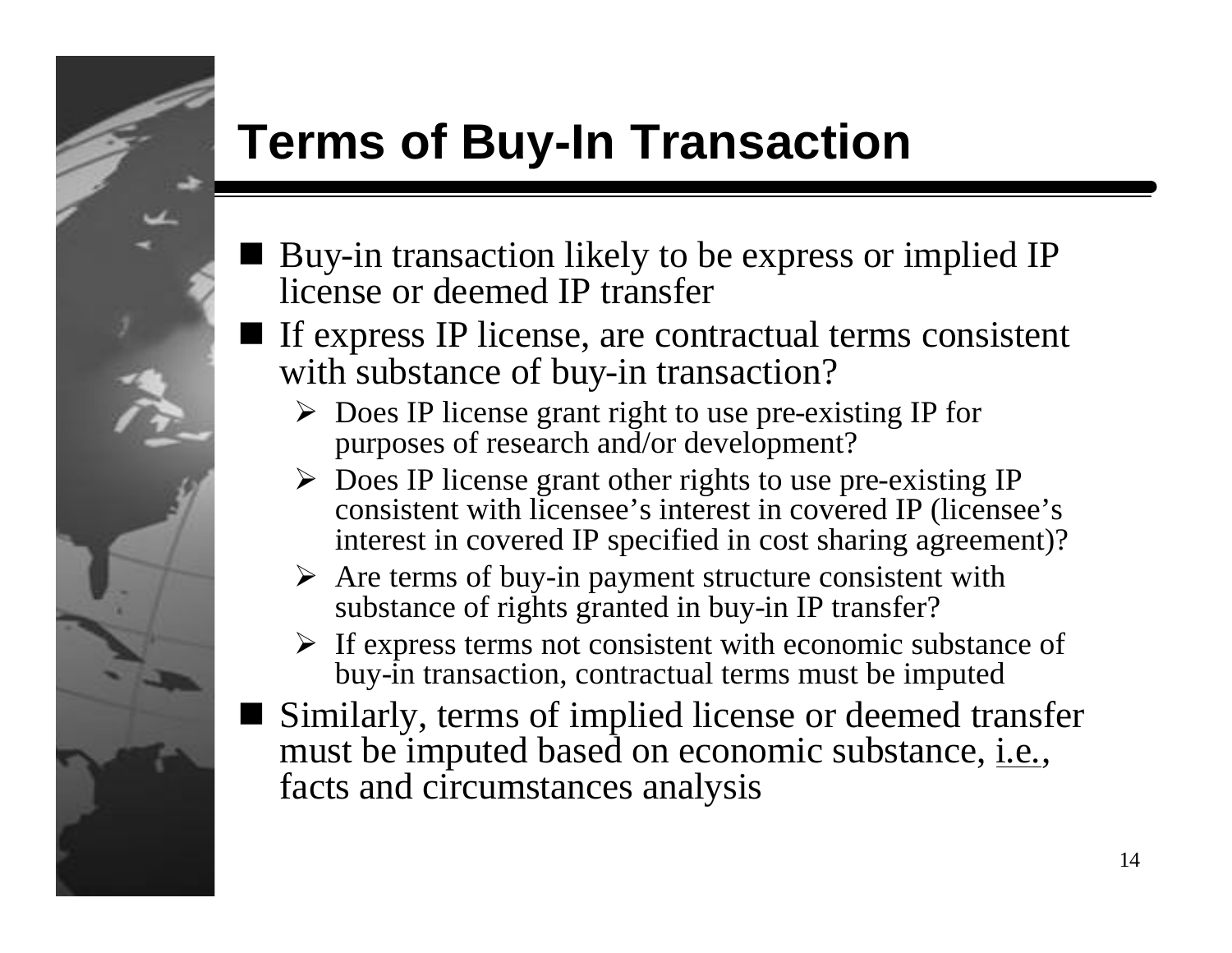# Terms of Buy-In Transaction

- Buy-in transaction likely to be express or implied IP license or deemed IP transfer
- If express IP license, are contractual terms consistent with substance of buy-in transaction?
  - Does IP license grant right to use pre-existing IP for purposes of research and/or development?
  - Does IP license grant other rights to use pre-existing IP consistent with licensee's interest in covered IP (licensee's interest in covered IP specified in cost sharing agreement)?
  - Are terms of buy-in payment structure consistent with substance of rights granted in buy-in IP transfer?
  - If express terms not consistent with economic substance of buy-in transaction, contractual terms must be imputed
- Similarly, terms of implied license or deemed transfer must be imputed based on economic substance, i.e., facts and circumstances analysis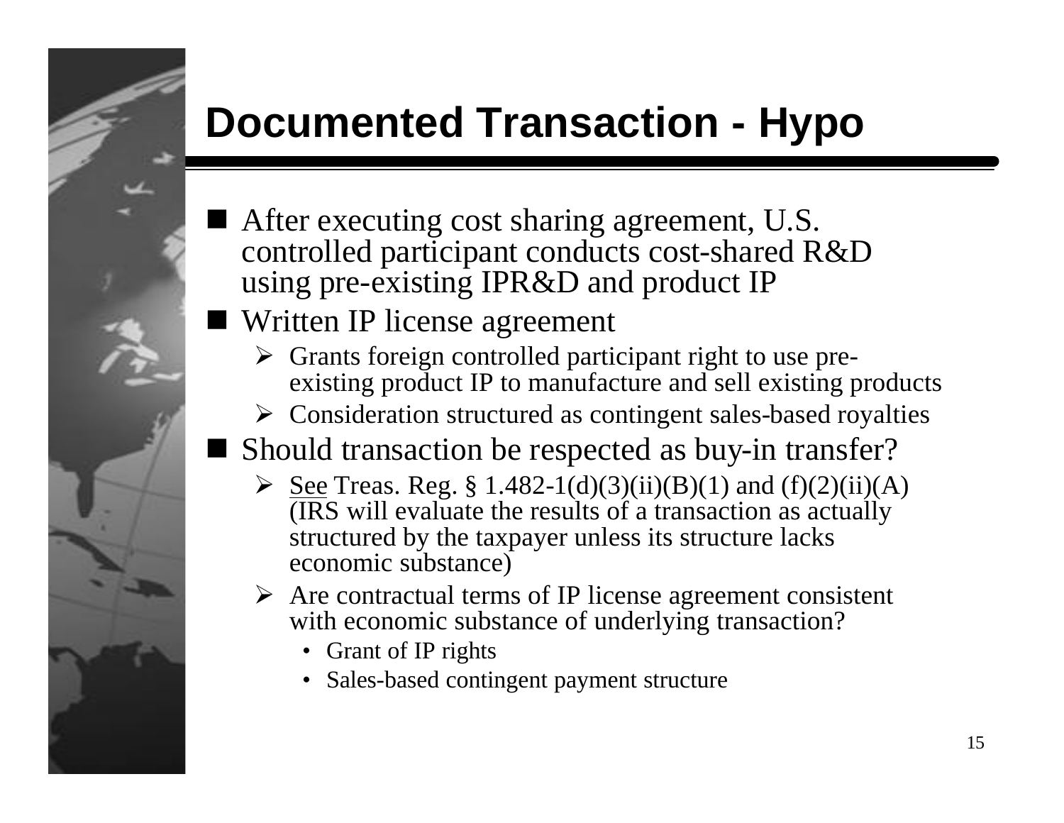# Documented Transaction - Hypo

- After executing cost sharing agreement, U.S. controlled participant conducts cost-shared R&D using pre-existing IPR&D and product IP
- Written IP license agreement
  - Grants foreign controlled participant right to use pre-existing product IP to manufacture and sell existing products
  - Consideration structured as contingent sales-based royalties
- Should transaction be respected as buy-in transfer?
  - See Treas. Reg. § 1.482-1(d)(3)(ii)(B)(1) and (f)(2)(ii)(A) (IRS will evaluate the results of a transaction as actually structured by the taxpayer unless its structure lacks economic substance)
  - Are contractual terms of IP license agreement consistent with economic substance of underlying transaction?
    - Grant of IP rights
    - Sales-based contingent payment structure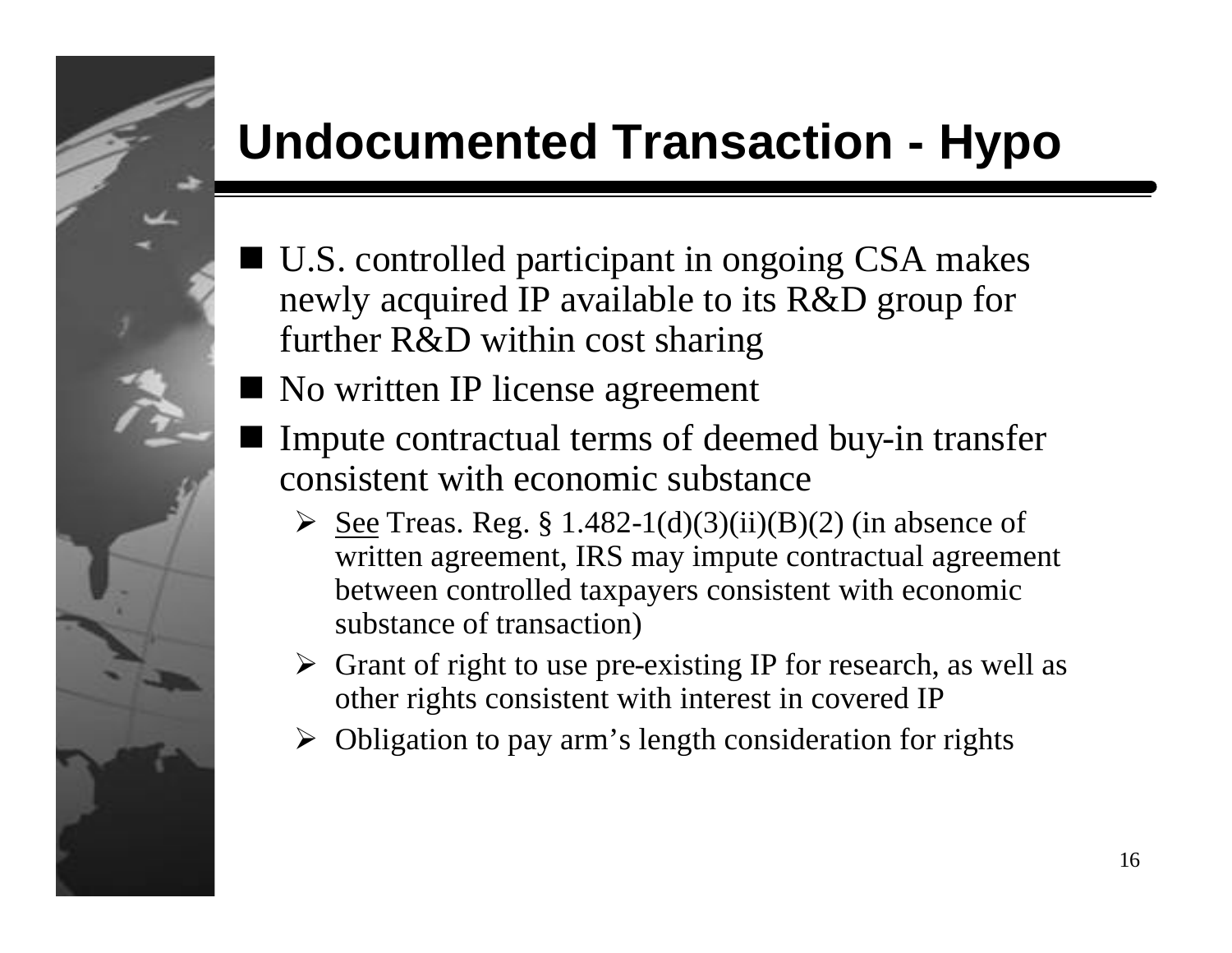# Undocumented Transaction - Hypo

- U.S. controlled participant in ongoing CSA makes newly acquired IP available to its R&D group for further R&D within cost sharing
- No written IP license agreement
- Impute contractual terms of deemed buy-in transfer consistent with economic substance
  - See Treas. Reg. § 1.482-1(d)(3)(ii)(B)(2) (in absence of written agreement, IRS may impute contractual agreement between controlled taxpayers consistent with economic substance of transaction)
  - Grant of right to use pre-existing IP for research, as well as other rights consistent with interest in covered IP
  - Obligation to pay arm's length consideration for rights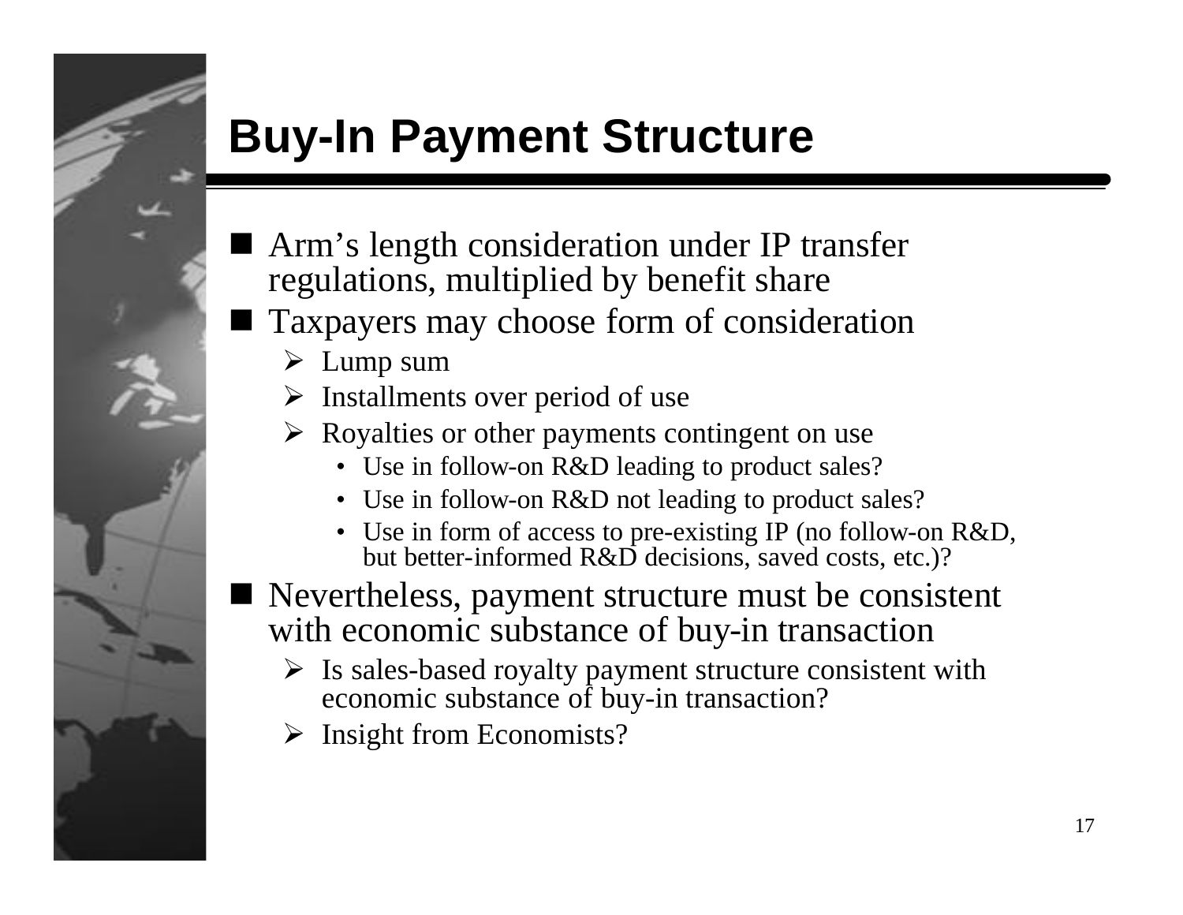# Buy-In Payment Structure

- Arm's length consideration under IP transfer regulations, multiplied by benefit share
- Taxpayers may choose form of consideration
  - Lump sum
  - Installments over period of use
  - Royalties or other payments contingent on use
    - Use in follow-on R&D leading to product sales?
    - Use in follow-on R&D not leading to product sales?
    - Use in form of access to pre-existing IP (no follow-on R&D, but better-informed R&D decisions, saved costs, etc.)?
- Nevertheless, payment structure must be consistent with economic substance of buy-in transaction
  - Is sales-based royalty payment structure consistent with economic substance of buy-in transaction?
  - Insight from Economists?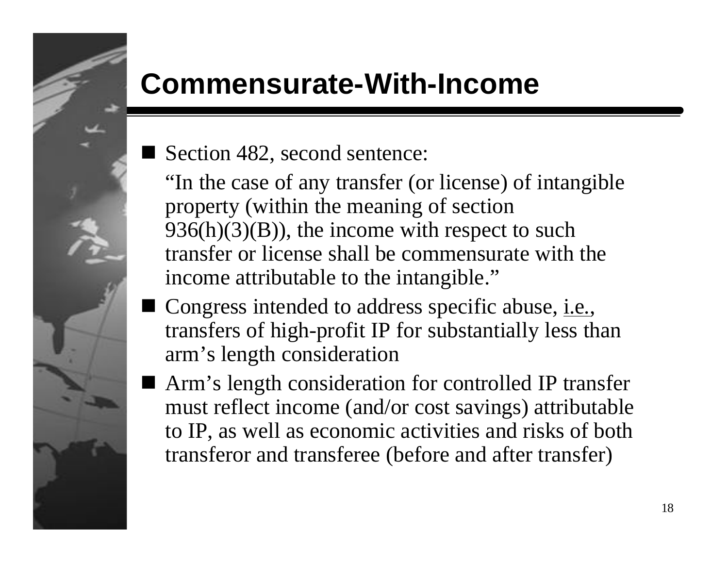# Commensurate-With-Income

- Section 482, second sentence:

  "In the case of any transfer (or license) of intangible property (within the meaning of section 936(h)(3)(B)), the income with respect to such transfer or license shall be commensurate with the income attributable to the intangible."

- Congress intended to address specific abuse, i.e., transfers of high-profit IP for substantially less than arm's length consideration
- Arm's length consideration for controlled IP transfer must reflect income (and/or cost savings) attributable to IP, as well as economic activities and risks of both transferor and transferee (before and after transfer)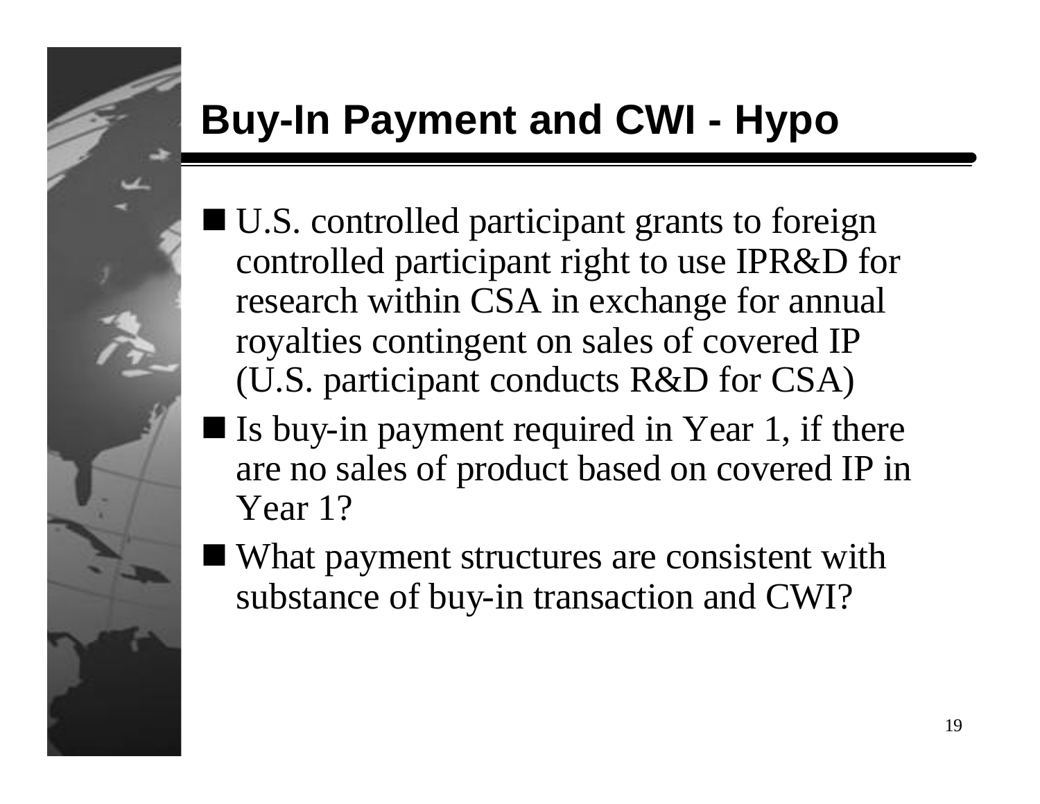# Buy-In Payment and CWI - Hypo

- U.S. controlled participant grants to foreign controlled participant right to use IPR&D for research within CSA in exchange for annual royalties contingent on sales of covered IP (U.S. participant conducts R&D for CSA)
- Is buy-in payment required in Year 1, if there are no sales of product based on covered IP in Year 1?
- What payment structures are consistent with substance of buy-in transaction and CWI?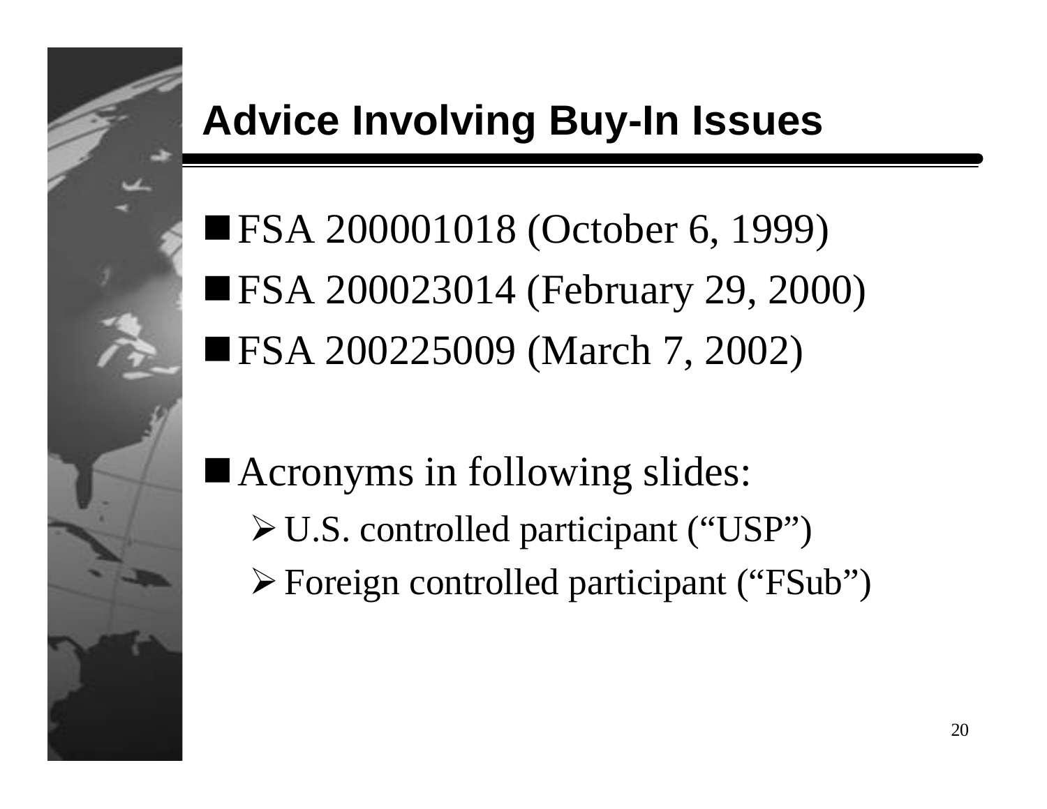# Advice Involving Buy-In Issues

- FSA 200001018 (October 6, 1999)
- FSA 200023014 (February 29, 2000)
- FSA 200225009 (March 7, 2002)

- Acronyms in following slides:
  - U.S. controlled participant ("USP")
  - Foreign controlled participant ("FSub")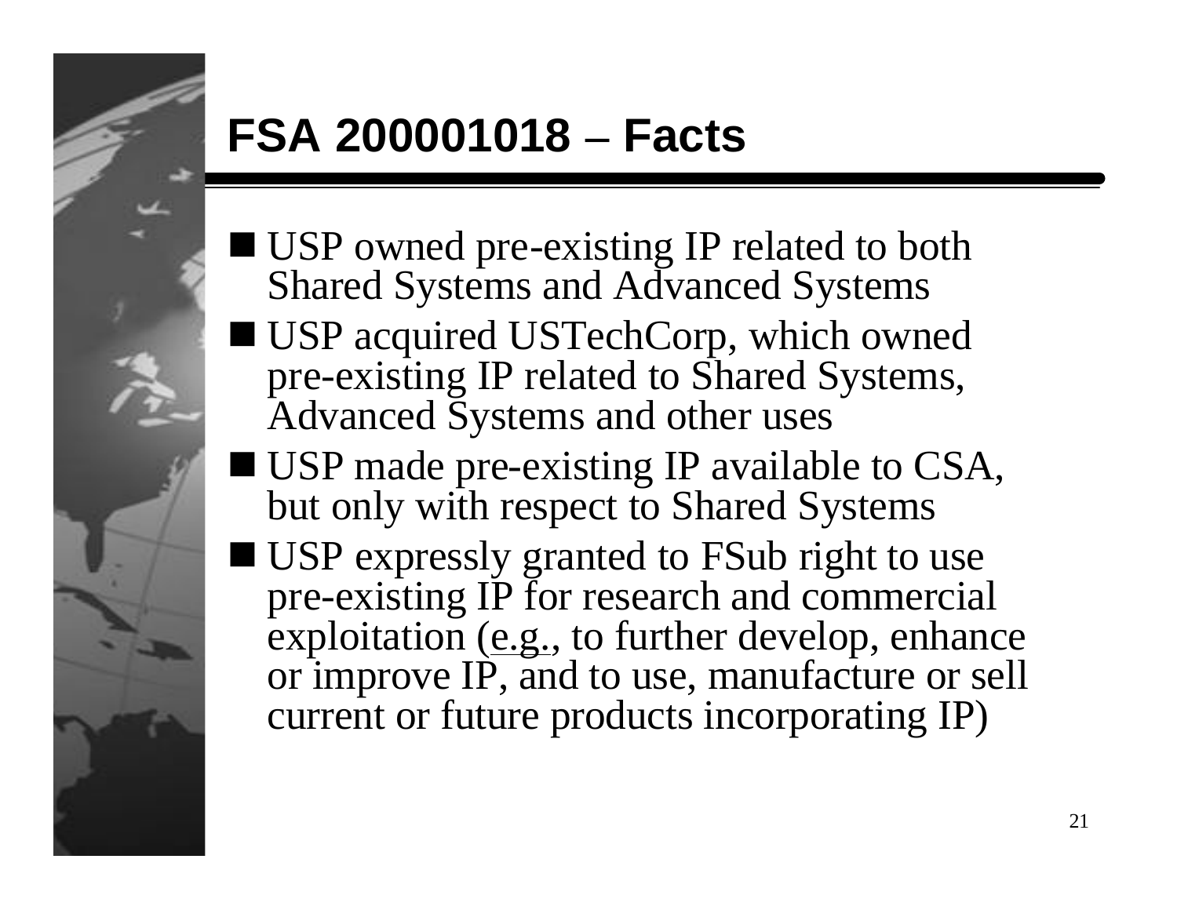# FSA 200001018 – Facts

- USP owned pre-existing IP related to both Shared Systems and Advanced Systems
- USP acquired USTechCorp, which owned pre-existing IP related to Shared Systems, Advanced Systems and other uses
- USP made pre-existing IP available to CSA, but only with respect to Shared Systems
- USP expressly granted to FSub right to use pre-existing IP for research and commercial exploitation (e.g., to further develop, enhance or improve IP, and to use, manufacture or sell current or future products incorporating IP)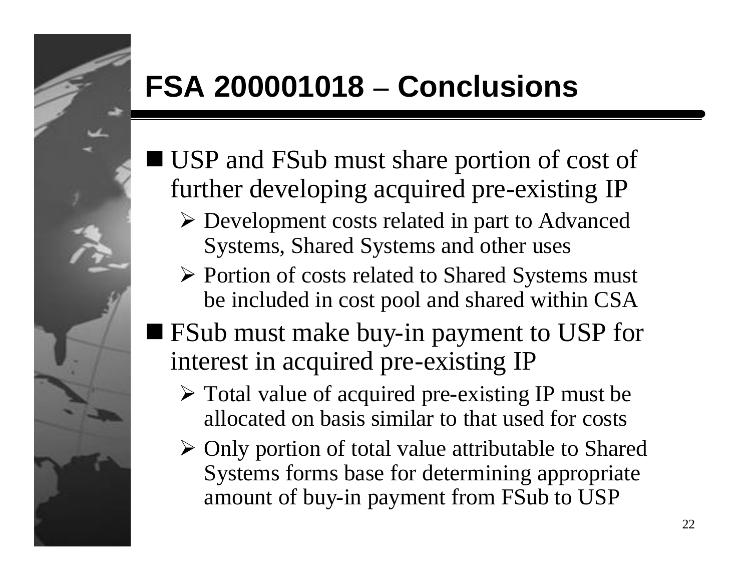# FSA 200001018 – Conclusions

- USP and FSub must share portion of cost of further developing acquired pre-existing IP
  - Development costs related in part to Advanced Systems, Shared Systems and other uses
  - Portion of costs related to Shared Systems must be included in cost pool and shared within CSA
- FSub must make buy-in payment to USP for interest in acquired pre-existing IP
  - Total value of acquired pre-existing IP must be allocated on basis similar to that used for costs
  - Only portion of total value attributable to Shared Systems forms base for determining appropriate amount of buy-in payment from FSub to USP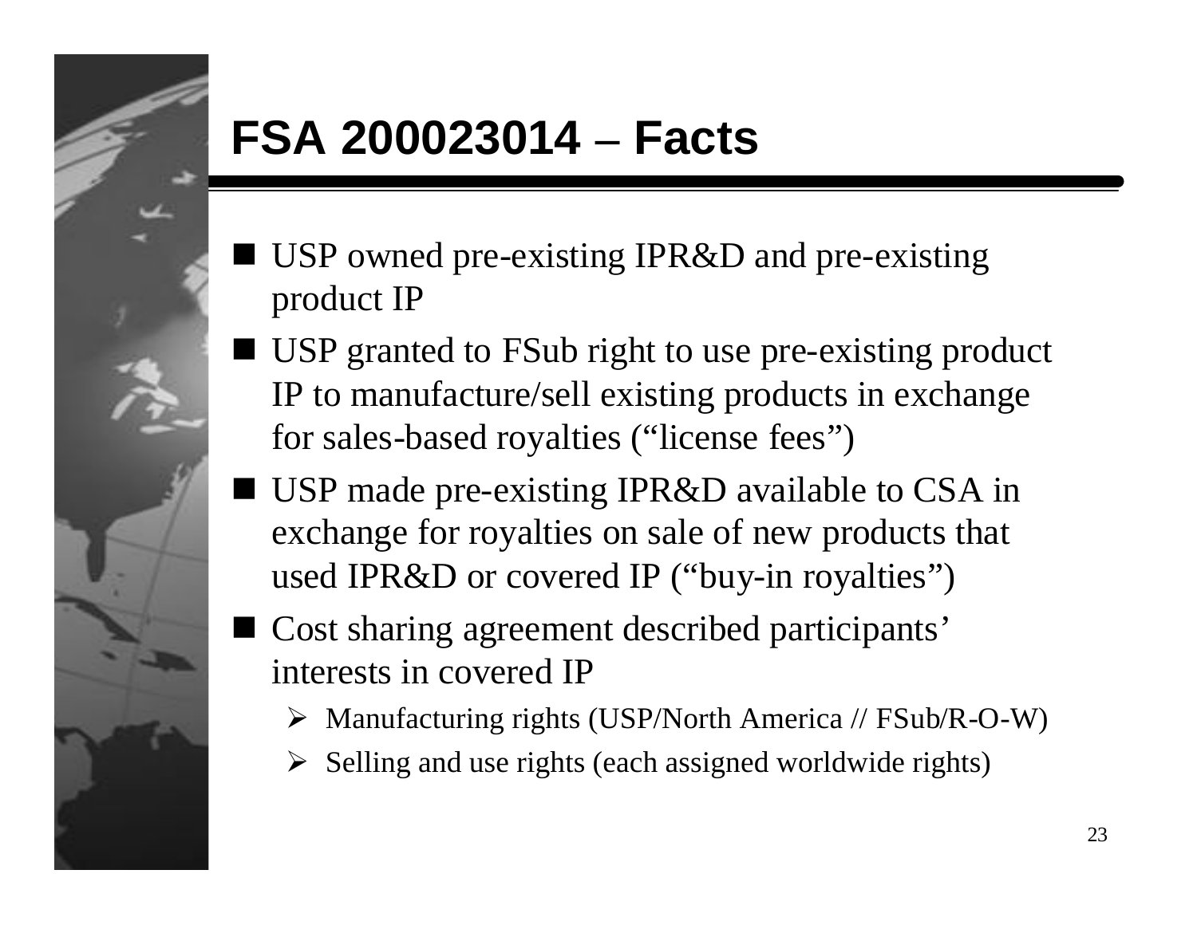# FSA 200023014 – Facts

- USP owned pre-existing IPR&D and pre-existing product IP
- USP granted to FSub right to use pre-existing product IP to manufacture/sell existing products in exchange for sales-based royalties ("license fees")
- USP made pre-existing IPR&D available to CSA in exchange for royalties on sale of new products that used IPR&D or covered IP ("buy-in royalties")
- Cost sharing agreement described participants' interests in covered IP
  - Manufacturing rights (USP/North America // FSub/R-O-W)
  - Selling and use rights (each assigned worldwide rights)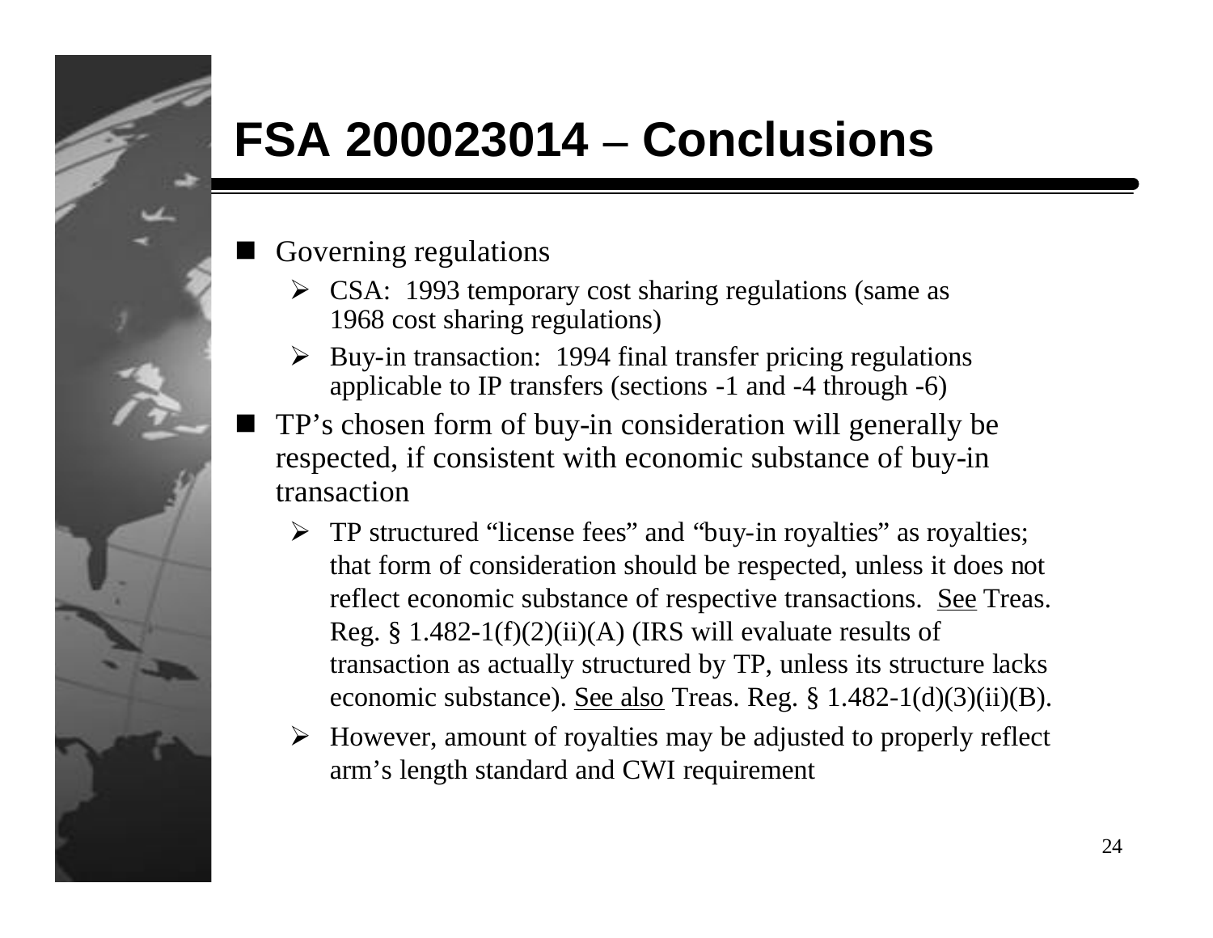# FSA 200023014 – Conclusions

- Governing regulations
  - CSA: 1993 temporary cost sharing regulations (same as 1968 cost sharing regulations)
  - Buy-in transaction: 1994 final transfer pricing regulations applicable to IP transfers (sections -1 and -4 through -6)
- TP's chosen form of buy-in consideration will generally be respected, if consistent with economic substance of buy-in transaction
  - TP structured "license fees" and "buy-in royalties" as royalties; that form of consideration should be respected, unless it does not reflect economic substance of respective transactions. See Treas. Reg. § 1.482-1(f)(2)(ii)(A) (IRS will evaluate results of transaction as actually structured by TP, unless its structure lacks economic substance). See also Treas. Reg. § 1.482-1(d)(3)(ii)(B).
  - However, amount of royalties may be adjusted to properly reflect arm's length standard and CWI requirement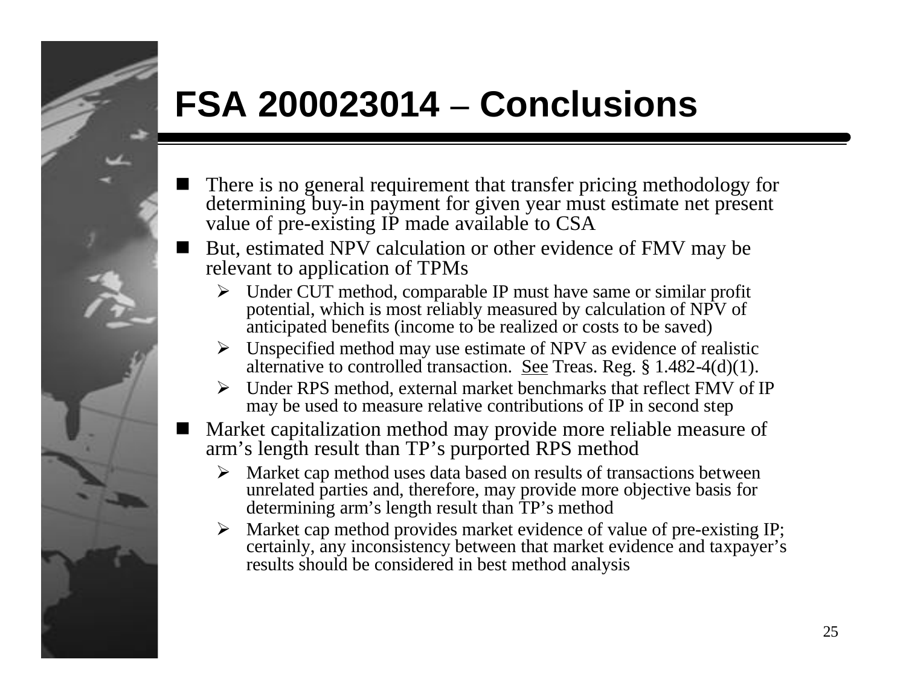# FSA 200023014 – Conclusions

- There is no general requirement that transfer pricing methodology for determining buy-in payment for given year must estimate net present value of pre-existing IP made available to CSA
- But, estimated NPV calculation or other evidence of FMV may be relevant to application of TPMs
  - Under CUT method, comparable IP must have same or similar profit potential, which is most reliably measured by calculation of NPV of anticipated benefits (income to be realized or costs to be saved)
  - Unspecified method may use estimate of NPV as evidence of realistic alternative to controlled transaction. See Treas. Reg. § 1.482-4(d)(1).
  - Under RPS method, external market benchmarks that reflect FMV of IP may be used to measure relative contributions of IP in second step
- Market capitalization method may provide more reliable measure of arm's length result than TP's purported RPS method
  - Market cap method uses data based on results of transactions between unrelated parties and, therefore, may provide more objective basis for determining arm's length result than TP's method
  - Market cap method provides market evidence of value of pre-existing IP; certainly, any inconsistency between that market evidence and taxpayer's results should be considered in best method analysis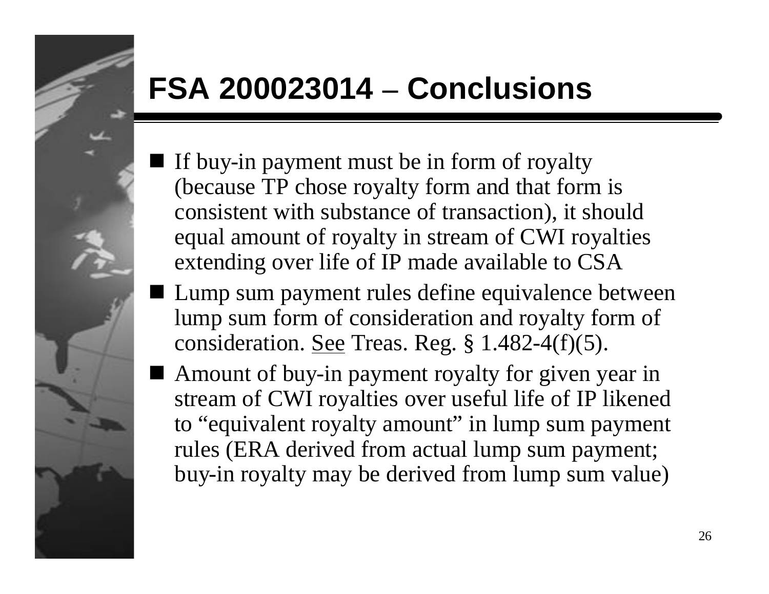# FSA 200023014 – Conclusions

- If buy-in payment must be in form of royalty (because TP chose royalty form and that form is consistent with substance of transaction), it should equal amount of royalty in stream of CWI royalties extending over life of IP made available to CSA
- Lump sum payment rules define equivalence between lump sum form of consideration and royalty form of consideration. See Treas. Reg. § 1.482-4(f)(5).
- Amount of buy-in payment royalty for given year in stream of CWI royalties over useful life of IP likened to "equivalent royalty amount" in lump sum payment rules (ERA derived from actual lump sum payment; buy-in royalty may be derived from lump sum value)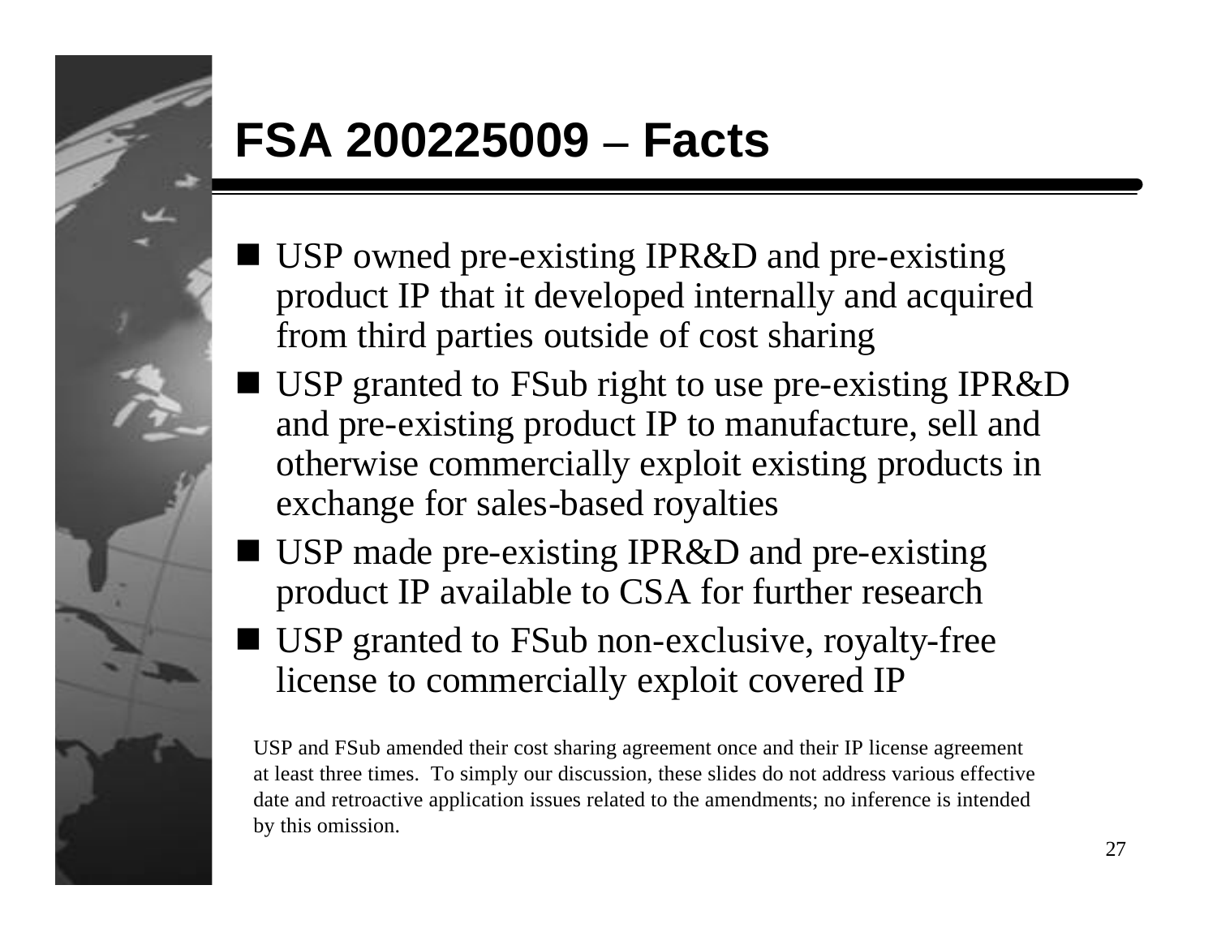# FSA 200225009 – Facts

- USP owned pre-existing IPR&D and pre-existing product IP that it developed internally and acquired from third parties outside of cost sharing
- USP granted to FSub right to use pre-existing IPR&D and pre-existing product IP to manufacture, sell and otherwise commercially exploit existing products in exchange for sales-based royalties
- USP made pre-existing IPR&D and pre-existing product IP available to CSA for further research
- USP granted to FSub non-exclusive, royalty-free license to commercially exploit covered IP

USP and FSub amended their cost sharing agreement once and their IP license agreement at least three times. To simply our discussion, these slides do not address various effective date and retroactive application issues related to the amendments; no inference is intended by this omission.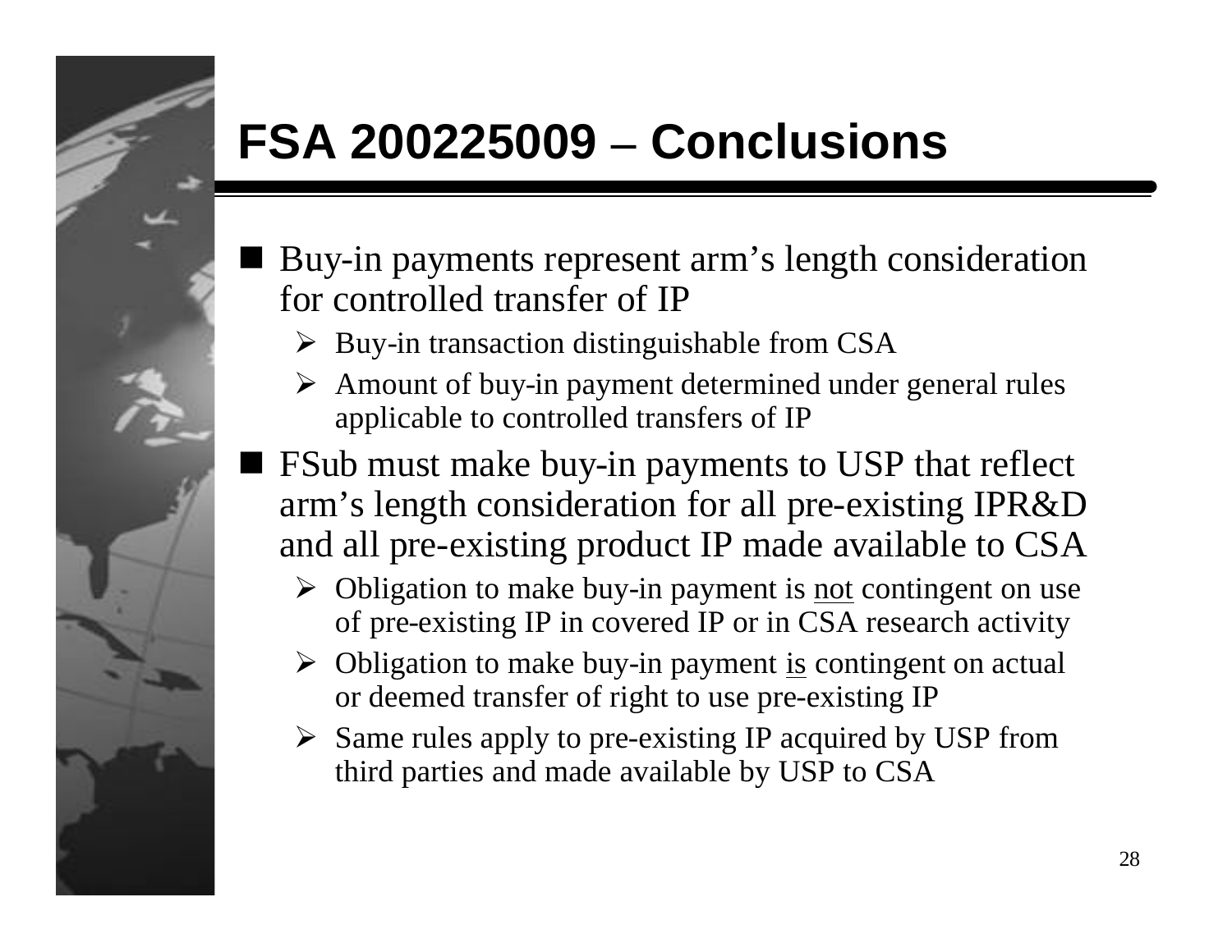# FSA 200225009 – Conclusions

- Buy-in payments represent arm's length consideration for controlled transfer of IP
  - Buy-in transaction distinguishable from CSA
  - Amount of buy-in payment determined under general rules applicable to controlled transfers of IP
- FSub must make buy-in payments to USP that reflect arm's length consideration for all pre-existing IPR&D and all pre-existing product IP made available to CSA
  - Obligation to make buy-in payment is <u>not</u> contingent on use of pre-existing IP in covered IP or in CSA research activity
  - Obligation to make buy-in payment <u>is</u> contingent on actual or deemed transfer of right to use pre-existing IP
  - Same rules apply to pre-existing IP acquired by USP from third parties and made available by USP to CSA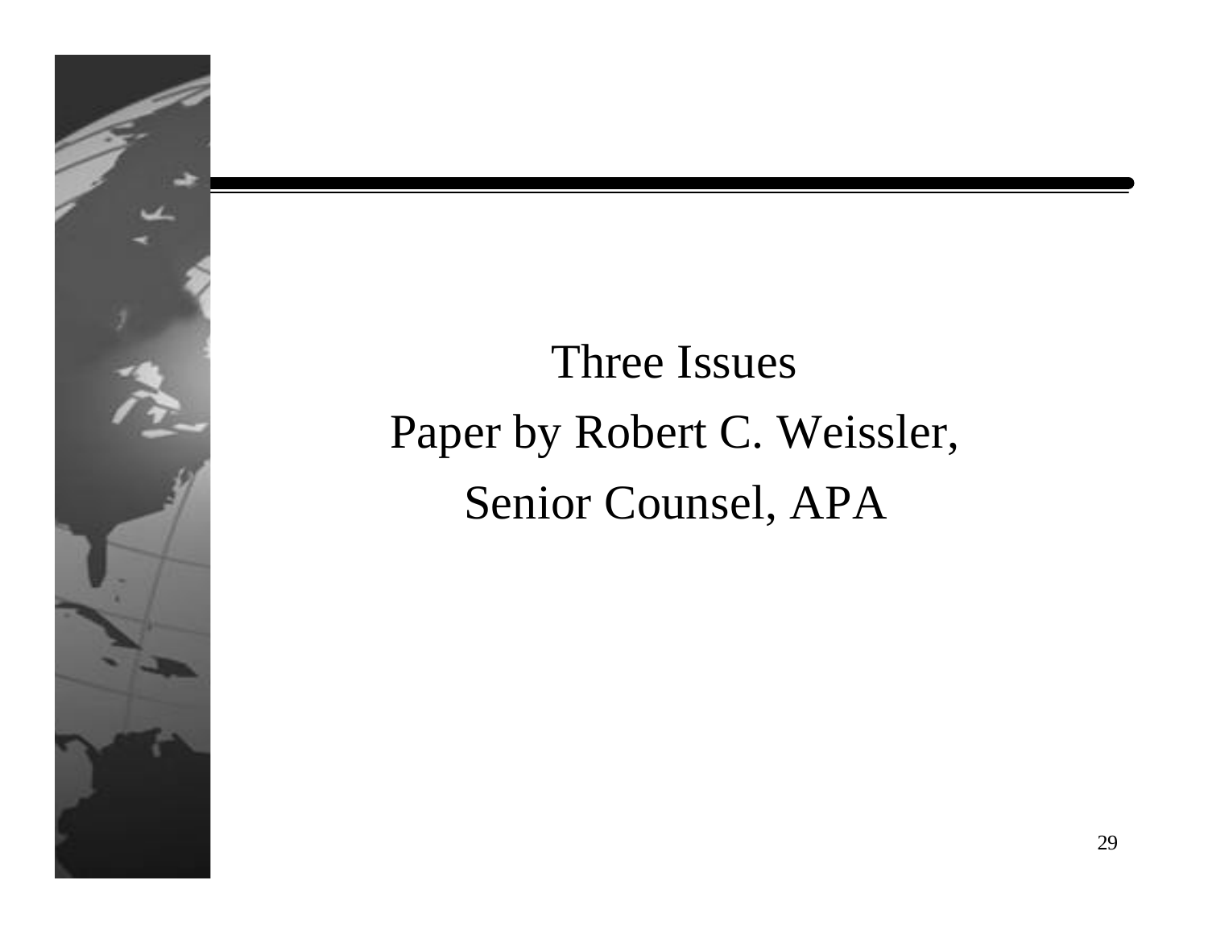Three Issues

Paper by Robert C. Weissler,

Senior Counsel, APA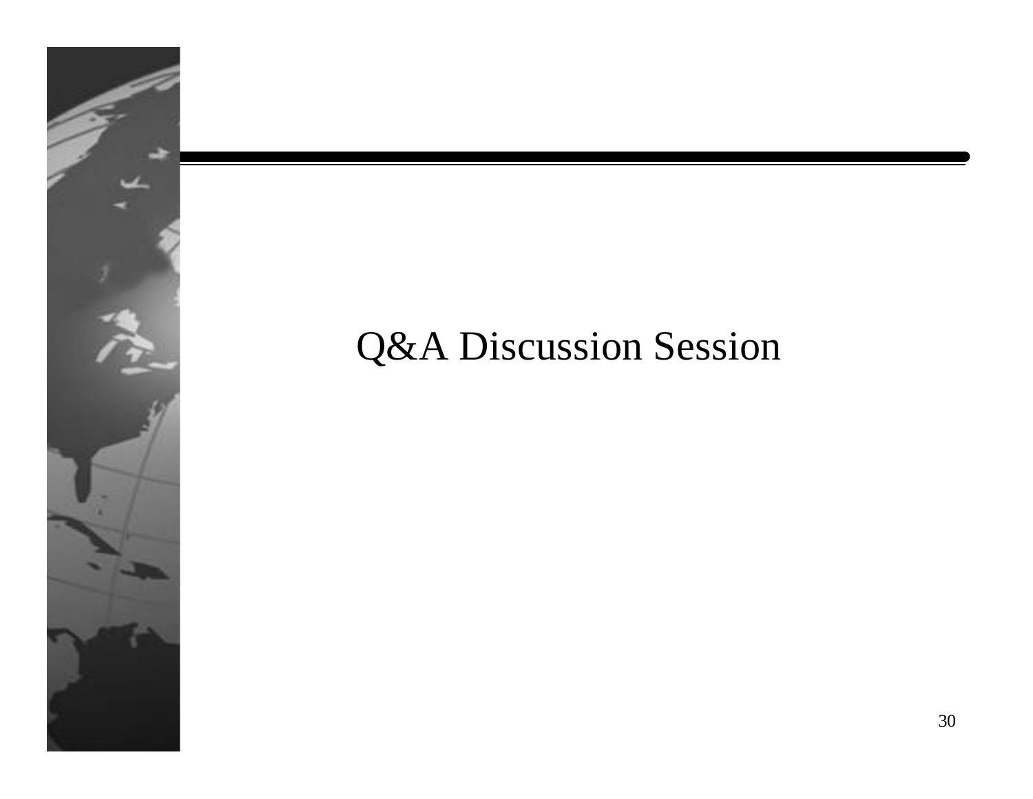# Q&A Discussion Session